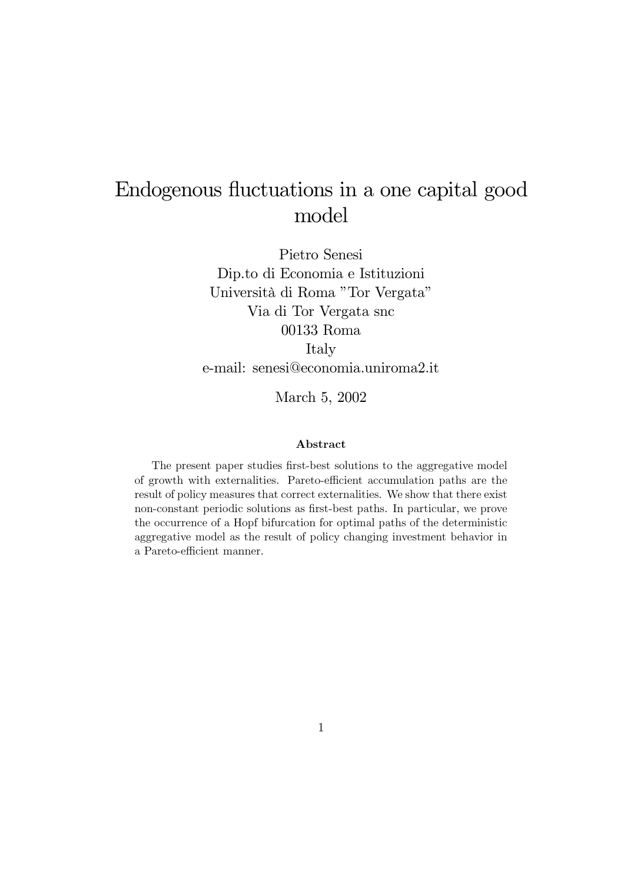# Endogenous fluctuations in a one capital good model

Pietro Senesi
Dip.to di Economia e Istituzioni
Università di Roma "Tor Vergata"
Via di Tor Vergata snc
00133 Roma
Italy
e-mail: senesi@economia.uniroma2.it

March 5, 2002

### Abstract

The present paper studies first-best solutions to the aggregative model of growth with externalities. Pareto-efficient accumulation paths are the result of policy measures that correct externalities. We show that there exist non-constant periodic solutions as first-best paths. In particular, we prove the occurrence of a Hopf bifurcation for optimal paths of the deterministic aggregative model as the result of policy changing investment behavior in a Pareto-efficient manner.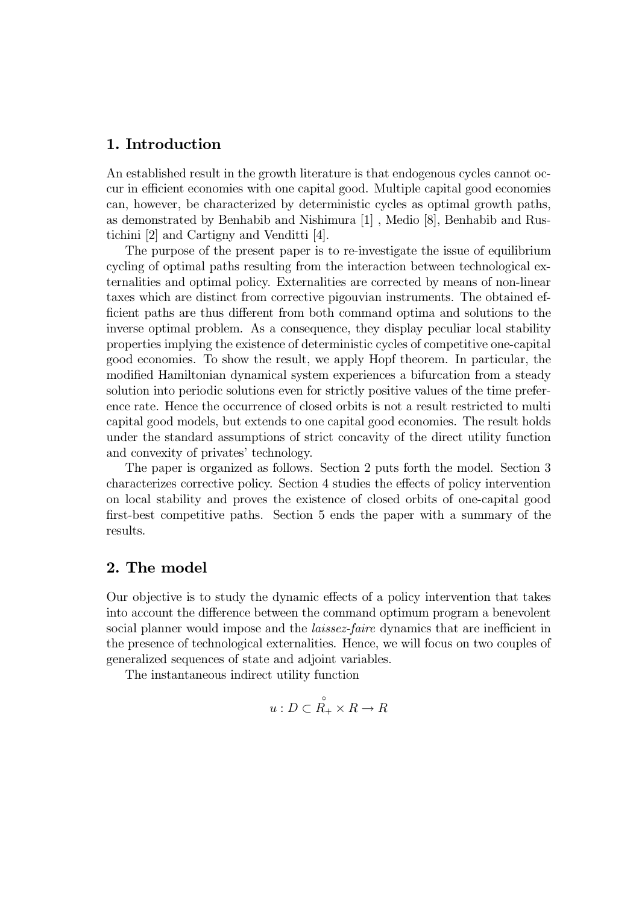## 1. Introduction

An established result in the growth literature is that endogenous cycles cannot occur in efficient economies with one capital good. Multiple capital good economies can, however, be characterized by deterministic cycles as optimal growth paths, as demonstrated by Benhabib and Nishimura [1] , Medio [8], Benhabib and Rustichini [2] and Cartigny and Venditti [4].

The purpose of the present paper is to re-investigate the issue of equilibrium cycling of optimal paths resulting from the interaction between technological externalities and optimal policy. Externalities are corrected by means of non-linear taxes which are distinct from corrective pigouvian instruments. The obtained efficient paths are thus different from both command optima and solutions to the inverse optimal problem. As a consequence, they display peculiar local stability properties implying the existence of deterministic cycles of competitive one-capital good economies. To show the result, we apply Hopf theorem. In particular, the modified Hamiltonian dynamical system experiences a bifurcation from a steady solution into periodic solutions even for strictly positive values of the time preference rate. Hence the occurrence of closed orbits is not a result restricted to multi capital good models, but extends to one capital good economies. The result holds under the standard assumptions of strict concavity of the direct utility function and convexity of privates' technology.

The paper is organized as follows. Section 2 puts forth the model. Section 3 characterizes corrective policy. Section 4 studies the effects of policy intervention on local stability and proves the existence of closed orbits of one-capital good first-best competitive paths. Section 5 ends the paper with a summary of the results.

## 2. The model

Our objective is to study the dynamic effects of a policy intervention that takes into account the difference between the command optimum program a benevolent social planner would impose and the *laissez-faire* dynamics that are inefficient in the presence of technological externalities. Hence, we will focus on two couples of generalized sequences of state and adjoint variables.

The instantaneous indirect utility function

$$u : D \subset \overset{\circ}{R}_{+} \times R \rightarrow R$$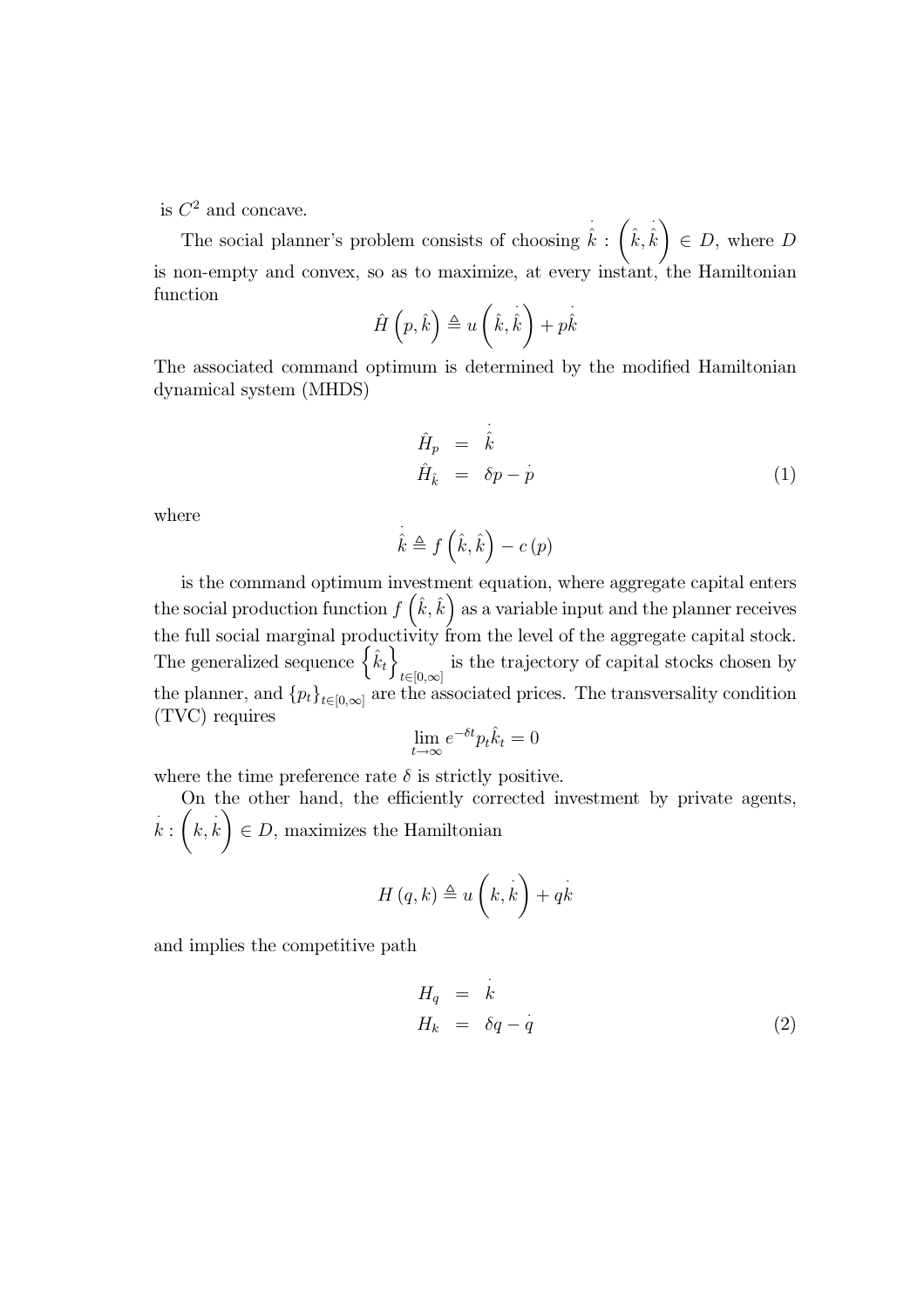is $C^2$ and concave.

The social planner's problem consists of choosing $\dot{\hat{k}} : \left(\hat{k}, \dot{\hat{k}}\right) \in D$, where $D$ is non-empty and convex, so as to maximize, at every instant, the Hamiltonian function

$$\hat{H}\left(p, \hat{k}\right) \triangleq u\left(\hat{k}, \dot{\hat{k}}\right) + p\dot{\hat{k}}$$

The associated command optimum is determined by the modified Hamiltonian dynamical system (MHDS)

$$\begin{aligned} \hat{H}_p &= \dot{\hat{k}} \\ \hat{H}_{\hat{k}} &= \delta p - \dot{p} \end{aligned} \tag{1}$$

where

$$\dot{\hat{k}} \triangleq f\left(\hat{k}, \hat{k}\right) - c\left(p\right)$$

is the command optimum investment equation, where aggregate capital enters the social production function $f\left(\hat{k}, \hat{k}\right)$ as a variable input and the planner receives the full social marginal productivity from the level of the aggregate capital stock. The generalized sequence $\left\{\hat{k}_t\right\}_{t\in[0,\infty]}$ is the trajectory of capital stocks chosen by the planner, and $\{p_t\}_{t\in[0,\infty]}$ are the associated prices. The transversality condition (TVC) requires

$$\lim_{t\to\infty} e^{-\delta t} p_t \hat{k}_t = 0$$

where the time preference rate $\delta$ is strictly positive.

On the other hand, the efficiently corrected investment by private agents, $\dot{k} : \left(k, \dot{k}\right) \in D$, maximizes the Hamiltonian

$$H\left(q, k\right) \triangleq u\left(k, \dot{k}\right) + q\dot{k}$$

and implies the competitive path

$$\begin{aligned} H_q &= \dot{k} \\ H_k &= \delta q - \dot{q} \end{aligned} \tag{2}$$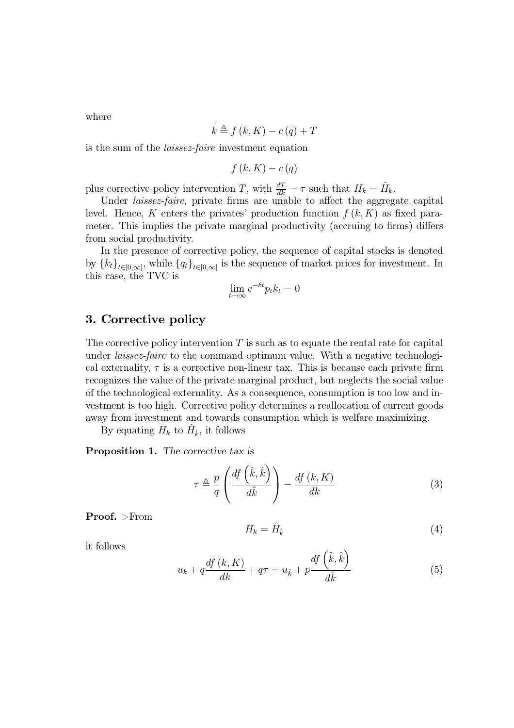where

$$\dot{k} \triangleq f(k, K) - c(q) + T$$

is the sum of the *laissez-faire* investment equation

$$f(k, K) - c(q)$$

plus corrective policy intervention $T$, with $\frac{dT}{dk} = \tau$ such that $H_k = \hat{H}_k$.

Under *laissez-faire*, private firms are unable to affect the aggregate capital level. Hence, $K$ enters the privates' production function $f(k, K)$ as fixed parameter. This implies the private marginal productivity (accruing to firms) differs from social productivity.

In the presence of corrective policy, the sequence of capital stocks is denoted by $\{k_t\}_{t \in [0,\infty]}$, while $\{q_t\}_{t \in [0,\infty]}$ is the sequence of market prices for investment. In this case, the TVC is

$$\lim_{t \to \infty} e^{-\delta t} p_t k_t = 0$$

## 3. Corrective policy

The corrective policy intervention $T$ is such as to equate the rental rate for capital under *laissez-faire* to the command optimum value. With a negative technological externality, $\tau$ is a corrective non-linear tax. This is because each private firm recognizes the value of the private marginal product, but neglects the social value of the technological externality. As a consequence, consumption is too low and investment is too high. Corrective policy determines a reallocation of current goods away from investment and towards consumption which is welfare maximizing.

By equating $H_k$ to $\hat{H}_{\hat{k}}$, it follows

**Proposition 1.** *The corrective tax is*

$$\tau \triangleq \frac{p}{q} \left( \frac{df\left(\hat{k}, \hat{k}\right)}{d\hat{k}} \right) - \frac{df(k, K)}{dk} \tag{3}$$

**Proof.** >From

$$H_k = \hat{H}_{\hat{k}} \tag{4}$$

it follows

$$u_k + q\frac{df(k, K)}{dk} + q\tau = u_{\hat{k}} + p\frac{df\left(\hat{k}, \hat{k}\right)}{d\hat{k}} \tag{5}$$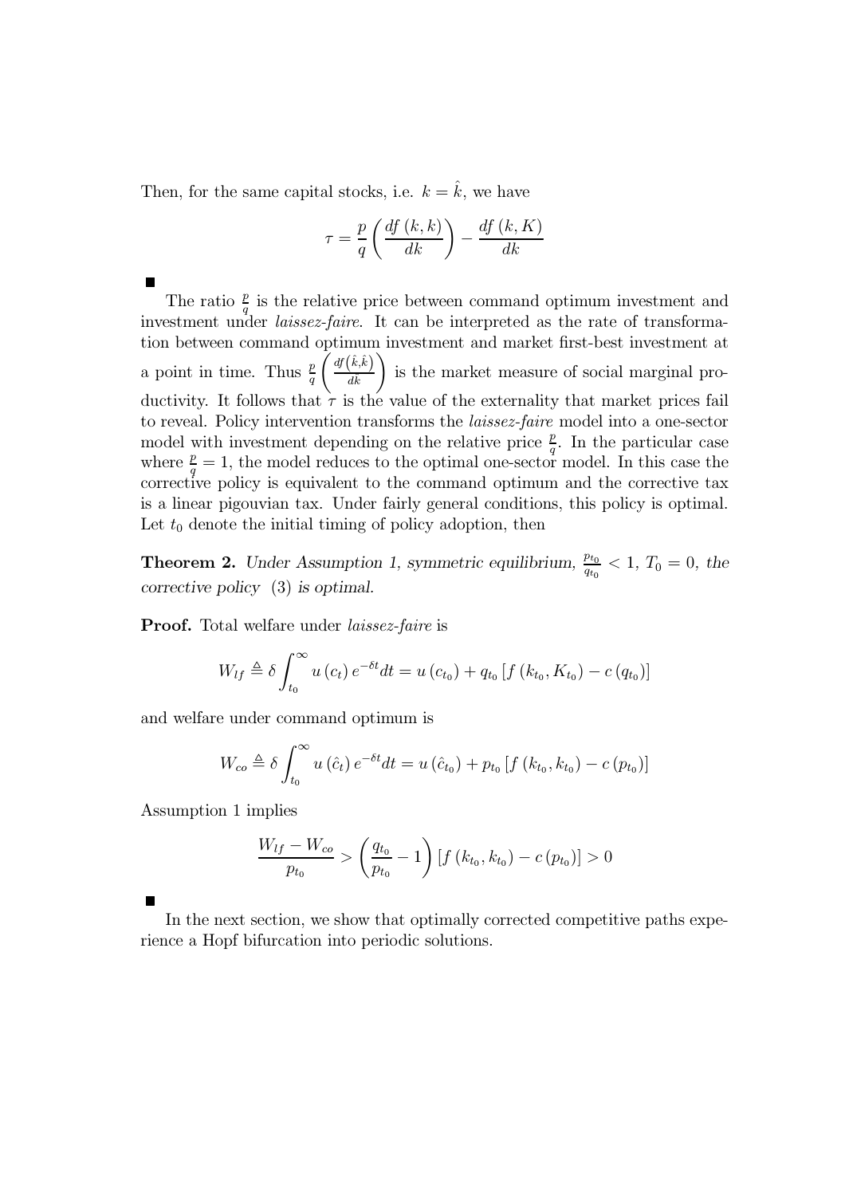Then, for the same capital stocks, i.e. $k = \hat{k}$, we have

$$\tau = \frac{p}{q}\left(\frac{df(k,k)}{dk}\right) - \frac{df(k,K)}{dk}$$

■

The ratio $\frac{p}{q}$ is the relative price between command optimum investment and investment under *laissez-faire*. It can be interpreted as the rate of transformation between command optimum investment and market first-best investment at a point in time. Thus $\frac{p}{q}\left(\frac{df(\hat{k},\hat{k})}{dk}\right)$ is the market measure of social marginal productivity. It follows that $\tau$ is the value of the externality that market prices fail to reveal. Policy intervention transforms the *laissez-faire* model into a one-sector model with investment depending on the relative price $\frac{p}{q}$. In the particular case where $\frac{p}{q} = 1$, the model reduces to the optimal one-sector model. In this case the corrective policy is equivalent to the command optimum and the corrective tax is a linear pigouvian tax. Under fairly general conditions, this policy is optimal. Let $t_0$ denote the initial timing of policy adoption, then

**Theorem 2.** *Under Assumption 1, symmetric equilibrium, $\frac{p_{t_0}}{q_{t_0}} < 1$, $T_0 = 0$, the corrective policy* (3) *is optimal.*

**Proof.** Total welfare under *laissez-faire* is

$$W_{lf} \triangleq \delta \int_{t_0}^{\infty} u(c_t)\, e^{-\delta t} dt = u(c_{t_0}) + q_{t_0}\left[f(k_{t_0}, K_{t_0}) - c(q_{t_0})\right]$$

and welfare under command optimum is

$$W_{co} \triangleq \delta \int_{t_0}^{\infty} u(\hat{c}_t)\, e^{-\delta t} dt = u(\hat{c}_{t_0}) + p_{t_0}\left[f(k_{t_0}, k_{t_0}) - c(p_{t_0})\right]$$

Assumption 1 implies

$$\frac{W_{lf} - W_{co}}{p_{t_0}} > \left(\frac{q_{t_0}}{p_{t_0}} - 1\right)\left[f(k_{t_0}, k_{t_0}) - c(p_{t_0})\right] > 0$$

■

In the next section, we show that optimally corrected competitive paths experience a Hopf bifurcation into periodic solutions.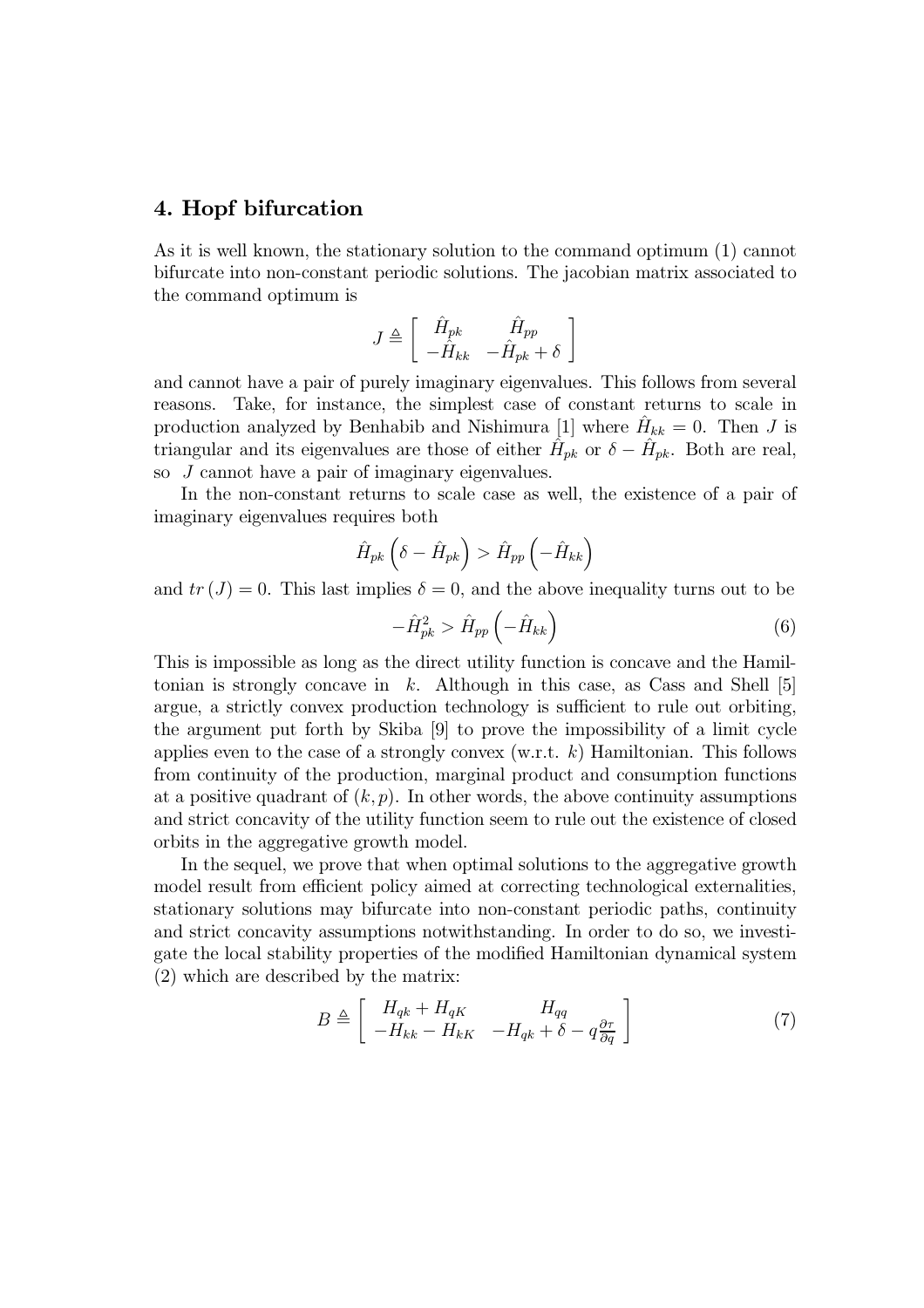## 4. Hopf bifurcation

As it is well known, the stationary solution to the command optimum (1) cannot bifurcate into non-constant periodic solutions. The jacobian matrix associated to the command optimum is

$$J \triangleq \left[ \begin{array}{cc} \hat{H}_{pk} & \hat{H}_{pp} \\ -\hat{H}_{kk} & -\hat{H}_{pk} + \delta \end{array} \right]$$

and cannot have a pair of purely imaginary eigenvalues. This follows from several reasons. Take, for instance, the simplest case of constant returns to scale in production analyzed by Benhabib and Nishimura [1] where $\hat{H}_{kk} = 0$. Then $J$ is triangular and its eigenvalues are those of either $\hat{H}_{pk}$ or $\delta - \hat{H}_{pk}$. Both are real, so $J$ cannot have a pair of imaginary eigenvalues.

In the non-constant returns to scale case as well, the existence of a pair of imaginary eigenvalues requires both

$$\hat{H}_{pk} \left( \delta - \hat{H}_{pk} \right) > \hat{H}_{pp} \left( -\hat{H}_{kk} \right)$$

and $tr\left(J\right) = 0$. This last implies $\delta = 0$, and the above inequality turns out to be

$$-\hat{H}_{pk}^{2} > \hat{H}_{pp} \left( -\hat{H}_{kk} \right) \tag{6}$$

This is impossible as long as the direct utility function is concave and the Hamiltonian is strongly concave in $k$. Although in this case, as Cass and Shell [5] argue, a strictly convex production technology is sufficient to rule out orbiting, the argument put forth by Skiba [9] to prove the impossibility of a limit cycle applies even to the case of a strongly convex (w.r.t. $k$) Hamiltonian. This follows from continuity of the production, marginal product and consumption functions at a positive quadrant of $(k, p)$. In other words, the above continuity assumptions and strict concavity of the utility function seem to rule out the existence of closed orbits in the aggregative growth model.

In the sequel, we prove that when optimal solutions to the aggregative growth model result from efficient policy aimed at correcting technological externalities, stationary solutions may bifurcate into non-constant periodic paths, continuity and strict concavity assumptions notwithstanding. In order to do so, we investigate the local stability properties of the modified Hamiltonian dynamical system (2) which are described by the matrix:

$$B \triangleq \left[ \begin{array}{cc} H_{qk} + H_{qK} & H_{qq} \\ -H_{kk} - H_{kK} & -H_{qk} + \delta - q\frac{\partial \tau}{\partial q} \end{array} \right] \tag{7}$$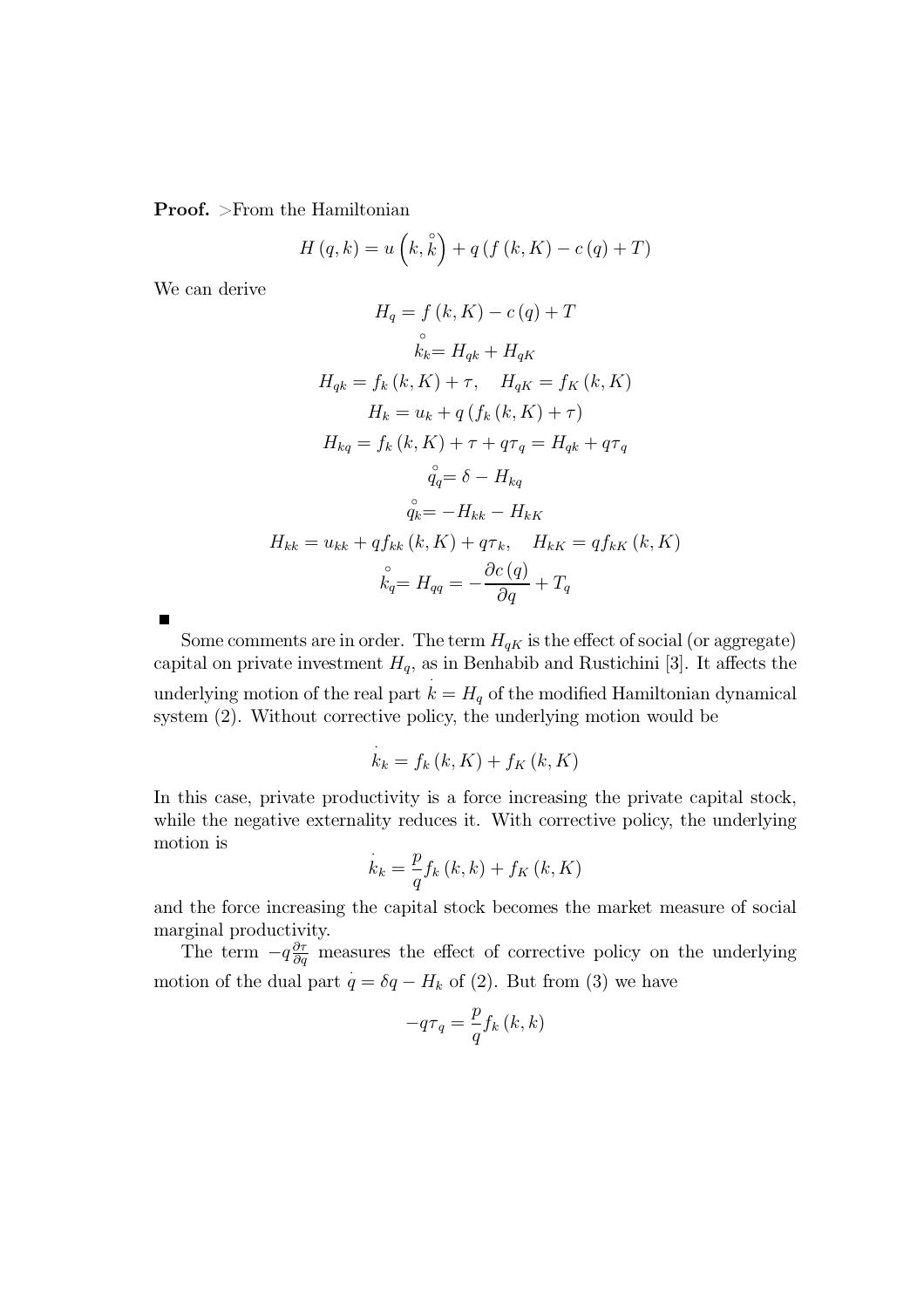**Proof.** >From the Hamiltonian

$$H(q,k) = u\left(k, \overset{\circ}{k}\right) + q\left(f(k,K) - c(q) + T\right)$$

We can derive

$$H_q = f(k,K) - c(q) + T$$

$$\overset{\circ}{k}_k = H_{qk} + H_{qK}$$

$$H_{qk} = f_k(k,K) + \tau, \quad H_{qK} = f_K(k,K)$$

$$H_k = u_k + q\left(f_k(k,K) + \tau\right)$$

$$H_{kq} = f_k(k,K) + \tau + q\tau_q = H_{qk} + q\tau_q$$

$$\overset{\circ}{q}_q = \delta - H_{kq}$$

$$\overset{\circ}{q}_k = -H_{kk} - H_{kK}$$

$$H_{kk} = u_{kk} + qf_{kk}(k,K) + q\tau_k, \quad H_{kK} = qf_{kK}(k,K)$$

$$\overset{\circ}{k}_q = H_{qq} = -\frac{\partial c(q)}{\partial q} + T_q$$

■

Some comments are in order. The term $H_{qK}$ is the effect of social (or aggregate) capital on private investment $H_q$, as in Benhabib and Rustichini [3]. It affects the underlying motion of the real part $\dot{k} = H_q$ of the modified Hamiltonian dynamical system (2). Without corrective policy, the underlying motion would be

$$\dot{k}_k = f_k(k,K) + f_K(k,K)$$

In this case, private productivity is a force increasing the private capital stock, while the negative externality reduces it. With corrective policy, the underlying motion is

$$\dot{k}_k = \frac{p}{q} f_k(k,k) + f_K(k,K)$$

and the force increasing the capital stock becomes the market measure of social marginal productivity.

The term $-q\frac{\partial \tau}{\partial q}$ measures the effect of corrective policy on the underlying motion of the dual part $\dot{q} = \delta q - H_k$ of (2). But from (3) we have

$$-q\tau_q = \frac{p}{q} f_k(k,k)$$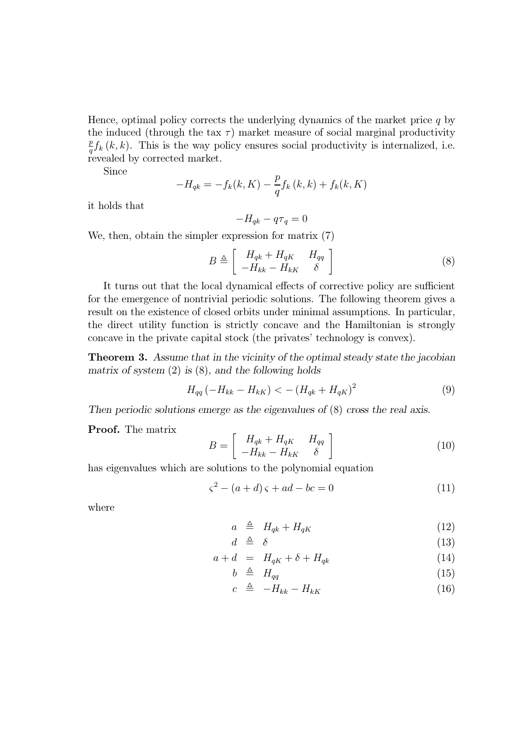Hence, optimal policy corrects the underlying dynamics of the market price $q$ by the induced (through the tax $\tau$) market measure of social marginal productivity $\frac{p}{q} f_k(k,k)$. This is the way policy ensures social productivity is internalized, i.e. revealed by corrected market.

Since

$$-H_{qk} = -f_k(k,K) - \frac{p}{q} f_k(k,k) + f_k(k,K)$$

it holds that

$$-H_{qk} - q\tau_q = 0$$

We, then, obtain the simpler expression for matrix (7)

$$B \triangleq \begin{bmatrix} H_{qk} + H_{qK} & H_{qq} \\ -H_{kk} - H_{kK} & \delta \end{bmatrix} \tag{8}$$

It turns out that the local dynamical effects of corrective policy are sufficient for the emergence of nontrivial periodic solutions. The following theorem gives a result on the existence of closed orbits under minimal assumptions. In particular, the direct utility function is strictly concave and the Hamiltonian is strongly concave in the private capital stock (the privates' technology is convex).

**Theorem 3.** *Assume that in the vicinity of the optimal steady state the jacobian matrix of system* (2) *is* (8)*, and the following holds*

$$H_{qq}(-H_{kk} - H_{kK}) < -(H_{qk} + H_{qK})^2 \tag{9}$$

*Then periodic solutions emerge as the eigenvalues of* (8) *cross the real axis.*

**Proof.** The matrix

$$B = \begin{bmatrix} H_{qk} + H_{qK} & H_{qq} \\ -H_{kk} - H_{kK} & \delta \end{bmatrix} \tag{10}$$

has eigenvalues which are solutions to the polynomial equation

$$\varsigma^2 - (a+d)\varsigma + ad - bc = 0 \tag{11}$$

where

$$a \triangleq H_{qk} + H_{qK} \tag{12}$$

$$d \triangleq \delta \tag{13}$$

$$a + d = H_{qK} + \delta + H_{qk} \tag{14}$$

$$b \triangleq H_{qq} \tag{15}$$

$$c \triangleq -H_{kk} - H_{kK} \tag{16}$$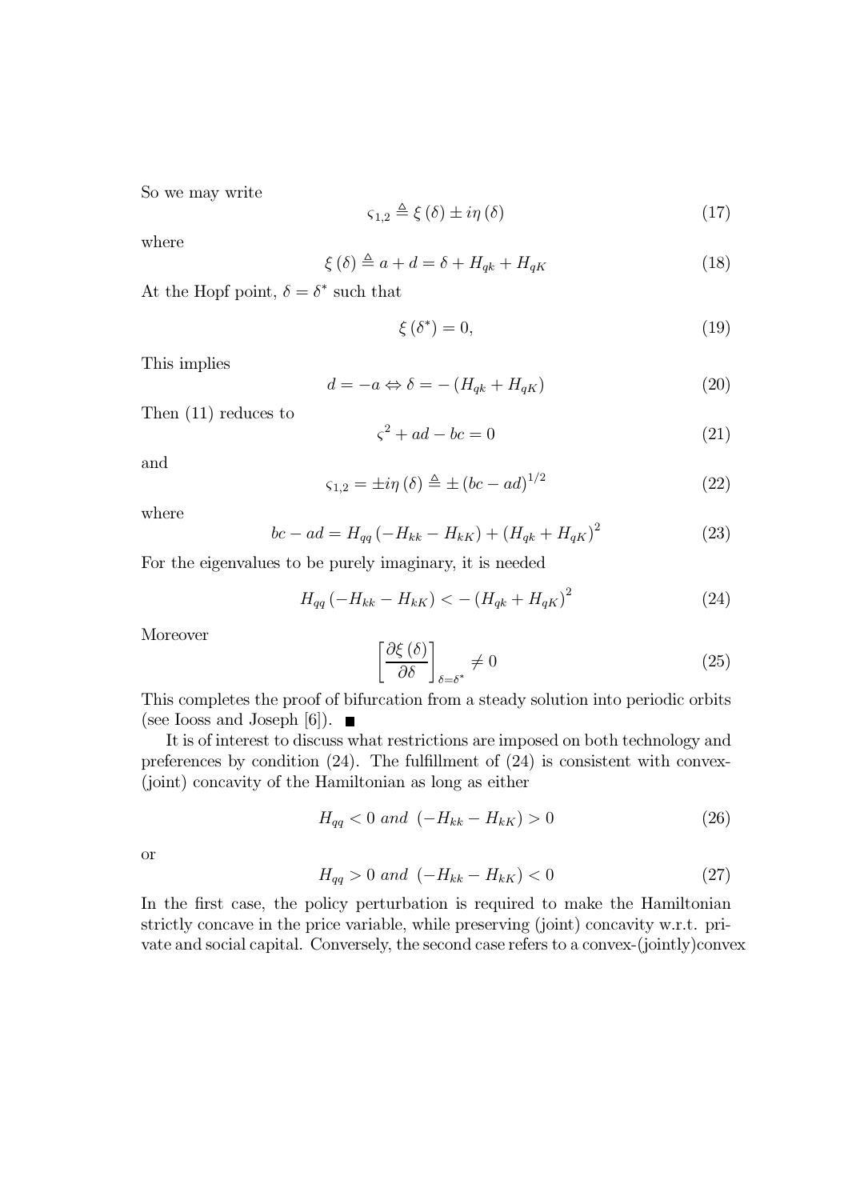So we may write

$$\varsigma_{1,2} \triangleq \xi(\delta) \pm i\eta(\delta) \tag{17}$$

where

$$\xi(\delta) \triangleq a + d = \delta + H_{qk} + H_{qK} \tag{18}$$

At the Hopf point, $\delta = \delta^*$ such that

$$\xi(\delta^*) = 0, \tag{19}$$

This implies

$$d = -a \Leftrightarrow \delta = -(H_{qk} + H_{qK}) \tag{20}$$

Then (11) reduces to

$$\varsigma^2 + ad - bc = 0 \tag{21}$$

and

$$\varsigma_{1,2} = \pm i\eta(\delta) \triangleq \pm(bc - ad)^{1/2} \tag{22}$$

where

$$bc - ad = H_{qq}(-H_{kk} - H_{kK}) + (H_{qk} + H_{qK})^2 \tag{23}$$

For the eigenvalues to be purely imaginary, it is needed

$$H_{qq}(-H_{kk} - H_{kK}) < -(H_{qk} + H_{qK})^2 \tag{24}$$

Moreover

$$\left[\frac{\partial \xi(\delta)}{\partial \delta}\right]_{\delta=\delta^*} \neq 0 \tag{25}$$

This completes the proof of bifurcation from a steady solution into periodic orbits (see Iooss and Joseph [6]). ■

It is of interest to discuss what restrictions are imposed on both technology and preferences by condition (24). The fulfillment of (24) is consistent with convex-(joint) concavity of the Hamiltonian as long as either

$$H_{qq} < 0 \text{ and } (-H_{kk} - H_{kK}) > 0 \tag{26}$$

or

$$H_{qq} > 0 \text{ and } (-H_{kk} - H_{kK}) < 0 \tag{27}$$

In the first case, the policy perturbation is required to make the Hamiltonian strictly concave in the price variable, while preserving (joint) concavity w.r.t. private and social capital. Conversely, the second case refers to a convex-(jointly)convex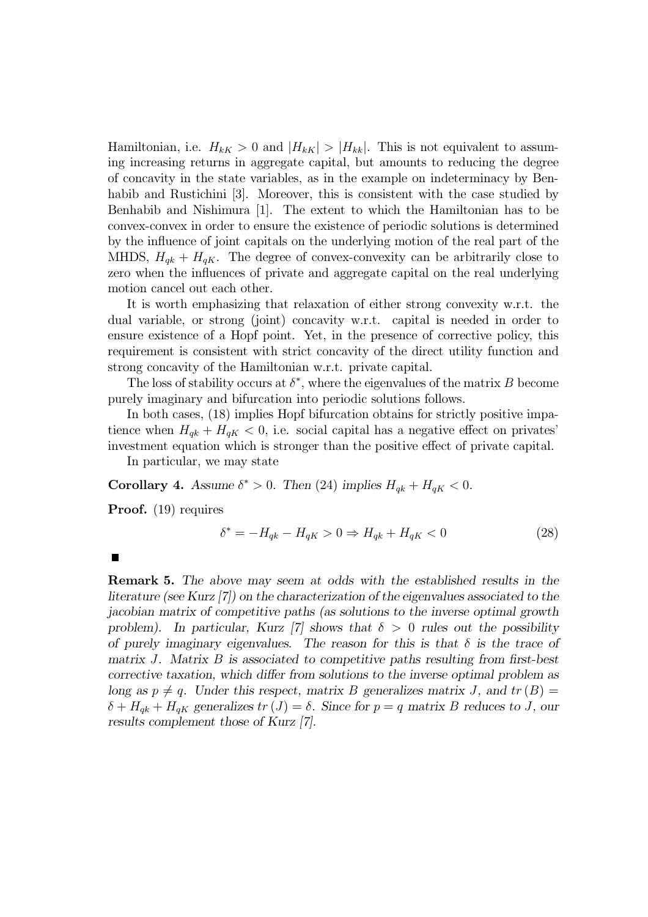Hamiltonian, i.e. $H_{kK} > 0$ and $|H_{kK}| > |H_{kk}|$. This is not equivalent to assuming increasing returns in aggregate capital, but amounts to reducing the degree of concavity in the state variables, as in the example on indeterminacy by Benhabib and Rustichini [3]. Moreover, this is consistent with the case studied by Benhabib and Nishimura [1]. The extent to which the Hamiltonian has to be convex-convex in order to ensure the existence of periodic solutions is determined by the influence of joint capitals on the underlying motion of the real part of the MHDS, $H_{qk} + H_{qK}$. The degree of convex-convexity can be arbitrarily close to zero when the influences of private and aggregate capital on the real underlying motion cancel out each other.

It is worth emphasizing that relaxation of either strong convexity w.r.t. the dual variable, or strong (joint) concavity w.r.t. capital is needed in order to ensure existence of a Hopf point. Yet, in the presence of corrective policy, this requirement is consistent with strict concavity of the direct utility function and strong concavity of the Hamiltonian w.r.t. private capital.

The loss of stability occurs at $\delta^*$, where the eigenvalues of the matrix $B$ become purely imaginary and bifurcation into periodic solutions follows.

In both cases, (18) implies Hopf bifurcation obtains for strictly positive impatience when $H_{qk} + H_{qK} < 0$, i.e. social capital has a negative effect on privates' investment equation which is stronger than the positive effect of private capital.

In particular, we may state

**Corollary 4.** *Assume $\delta^* > 0$. Then (24) implies $H_{qk} + H_{qK} < 0$.*

**Proof.** (19) requires

$$\delta^* = -H_{qk} - H_{qK} > 0 \Rightarrow H_{qk} + H_{qK} < 0 \tag{28}$$

■

**Remark 5.** *The above may seem at odds with the established results in the literature (see Kurz [7]) on the characterization of the eigenvalues associated to the jacobian matrix of competitive paths (as solutions to the inverse optimal growth problem). In particular, Kurz [7] shows that $\delta > 0$ rules out the possibility of purely imaginary eigenvalues. The reason for this is that $\delta$ is the trace of matrix $J$. Matrix $B$ is associated to competitive paths resulting from first-best corrective taxation, which differ from solutions to the inverse optimal problem as long as $p \neq q$. Under this respect, matrix $B$ generalizes matrix $J$, and $tr(B) = \delta + H_{qk} + H_{qK}$ generalizes $tr(J) = \delta$. Since for $p = q$ matrix $B$ reduces to $J$, our results complement those of Kurz [7].*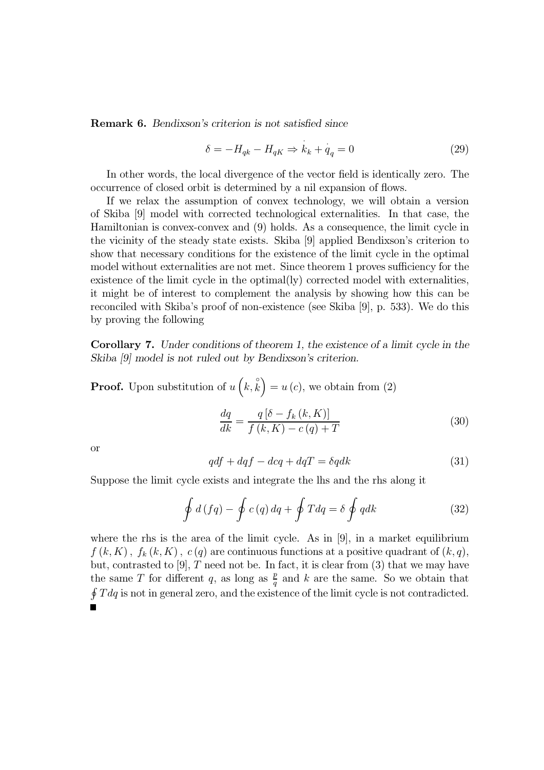**Remark 6.** *Bendixson's criterion is not satisfied since*

$$\delta = -H_{qk} - H_{qK} \Rightarrow \dot{k}_k + \dot{q}_q = 0 \tag{29}$$

In other words, the local divergence of the vector field is identically zero. The occurrence of closed orbit is determined by a nil expansion of flows.

If we relax the assumption of convex technology, we will obtain a version of Skiba [9] model with corrected technological externalities. In that case, the Hamiltonian is convex-convex and (9) holds. As a consequence, the limit cycle in the vicinity of the steady state exists. Skiba [9] applied Bendixson's criterion to show that necessary conditions for the existence of the limit cycle in the optimal model without externalities are not met. Since theorem 1 proves sufficiency for the existence of the limit cycle in the optimal(ly) corrected model with externalities, it might be of interest to complement the analysis by showing how this can be reconciled with Skiba's proof of non-existence (see Skiba [9], p. 533). We do this by proving the following

**Corollary 7.** *Under conditions of theorem 1, the existence of a limit cycle in the Skiba [9] model is not ruled out by Bendixson's criterion.*

**Proof.** Upon substitution of $u\left(k, \overset{\circ}{k}\right) = u(c)$, we obtain from (2)

$$\frac{dq}{dk} = \frac{q\left[\delta - f_k(k, K)\right]}{f(k, K) - c(q) + T} \tag{30}$$

or

$$qdf + dqf - dcq + dqT = \delta q dk \tag{31}$$

Suppose the limit cycle exists and integrate the lhs and the rhs along it

$$\oint d(fq) - \oint c(q)\, dq + \oint T dq = \delta \oint q dk \tag{32}$$

where the rhs is the area of the limit cycle. As in [9], in a market equilibrium $f(k, K)$, $f_k(k, K)$, $c(q)$ are continuous functions at a positive quadrant of $(k, q)$, but, contrasted to [9], $T$ need not be. In fact, it is clear from (3) that we may have the same $T$ for different $q$, as long as $\frac{p}{q}$ and $k$ are the same. So we obtain that $\oint T dq$ is not in general zero, and the existence of the limit cycle is not contradicted. ■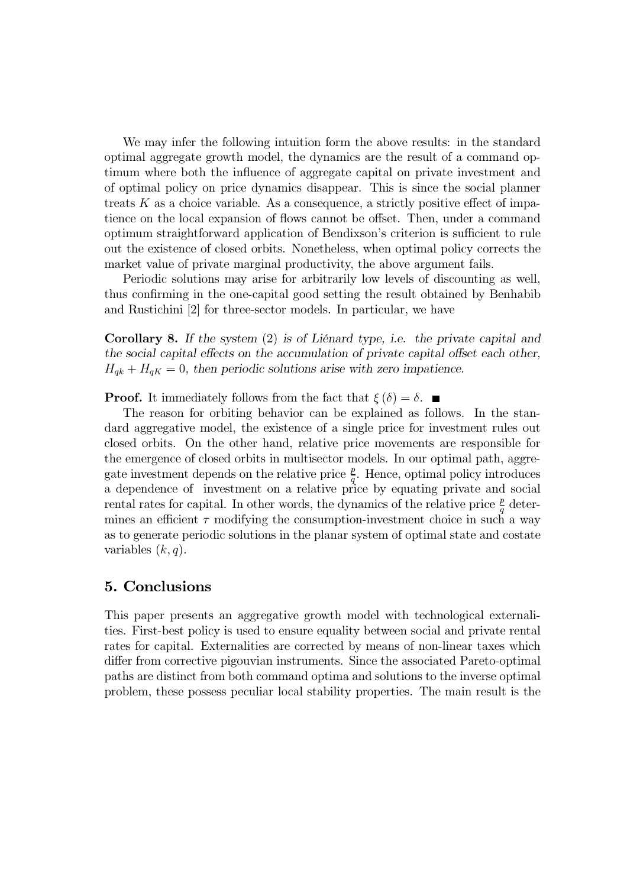We may infer the following intuition form the above results: in the standard optimal aggregate growth model, the dynamics are the result of a command optimum where both the influence of aggregate capital on private investment and of optimal policy on price dynamics disappear. This is since the social planner treats $K$ as a choice variable. As a consequence, a strictly positive effect of impatience on the local expansion of flows cannot be offset. Then, under a command optimum straightforward application of Bendixson's criterion is sufficient to rule out the existence of closed orbits. Nonetheless, when optimal policy corrects the market value of private marginal productivity, the above argument fails.

Periodic solutions may arise for arbitrarily low levels of discounting as well, thus confirming in the one-capital good setting the result obtained by Benhabib and Rustichini [2] for three-sector models. In particular, we have

**Corollary 8.** *If the system (2) is of Liénard type, i.e. the private capital and the social capital effects on the accumulation of private capital offset each other, $H_{qk} + H_{qK} = 0$, then periodic solutions arise with zero impatience.*

**Proof.** It immediately follows from the fact that $\xi(\delta) = \delta$. ■

The reason for orbiting behavior can be explained as follows. In the standard aggregative model, the existence of a single price for investment rules out closed orbits. On the other hand, relative price movements are responsible for the emergence of closed orbits in multisector models. In our optimal path, aggregate investment depends on the relative price $\frac{p}{q}$. Hence, optimal policy introduces a dependence of investment on a relative price by equating private and social rental rates for capital. In other words, the dynamics of the relative price $\frac{p}{q}$ determines an efficient $\tau$ modifying the consumption-investment choice in such a way as to generate periodic solutions in the planar system of optimal state and costate variables $(k, q)$.

## 5. Conclusions

This paper presents an aggregative growth model with technological externalities. First-best policy is used to ensure equality between social and private rental rates for capital. Externalities are corrected by means of non-linear taxes which differ from corrective pigouvian instruments. Since the associated Pareto-optimal paths are distinct from both command optima and solutions to the inverse optimal problem, these possess peculiar local stability properties. The main result is the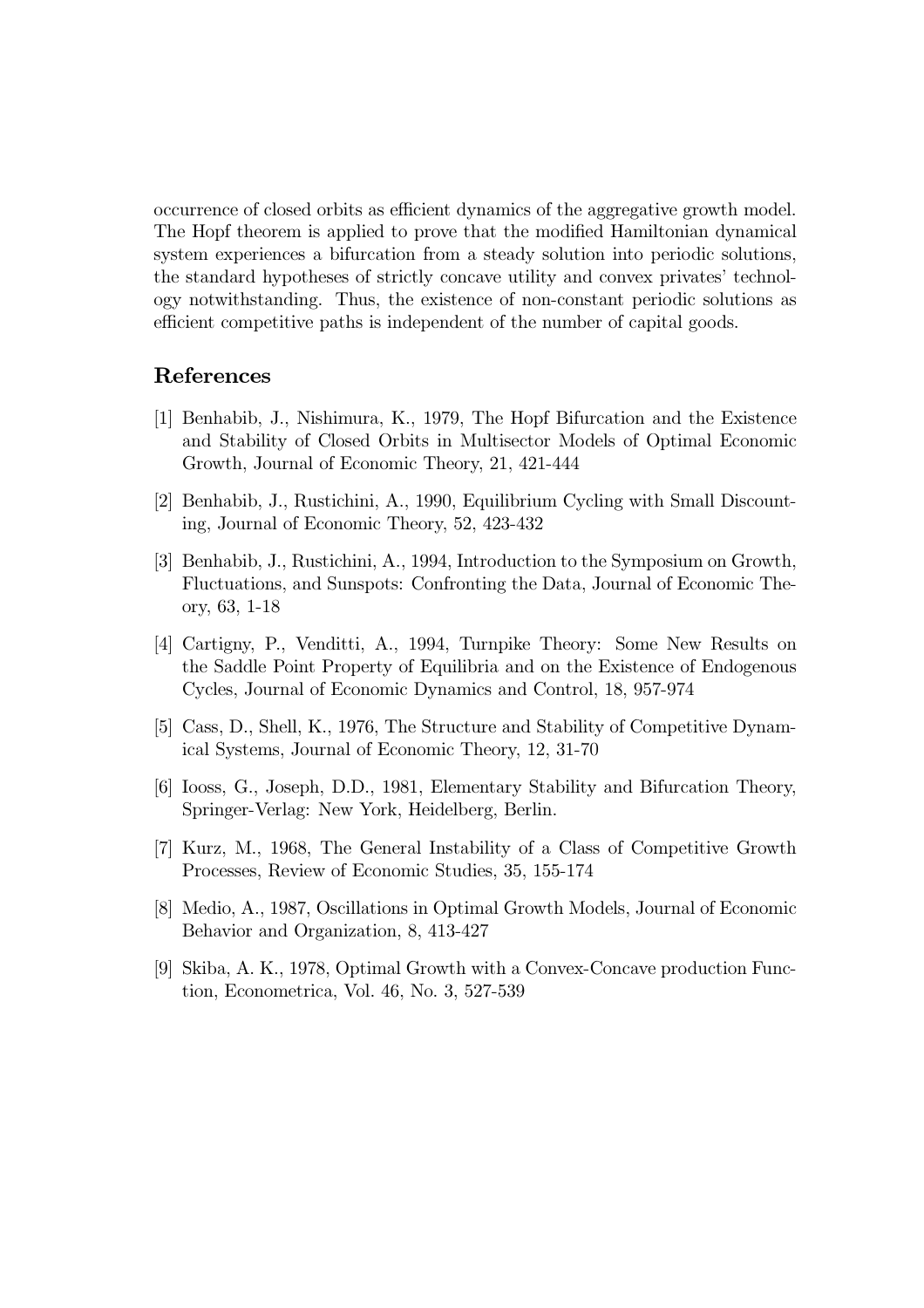occurrence of closed orbits as efficient dynamics of the aggregative growth model. The Hopf theorem is applied to prove that the modified Hamiltonian dynamical system experiences a bifurcation from a steady solution into periodic solutions, the standard hypotheses of strictly concave utility and convex privates' technology notwithstanding. Thus, the existence of non-constant periodic solutions as efficient competitive paths is independent of the number of capital goods.

## References

[1] Benhabib, J., Nishimura, K., 1979, The Hopf Bifurcation and the Existence and Stability of Closed Orbits in Multisector Models of Optimal Economic Growth, Journal of Economic Theory, 21, 421-444

[2] Benhabib, J., Rustichini, A., 1990, Equilibrium Cycling with Small Discounting, Journal of Economic Theory, 52, 423-432

[3] Benhabib, J., Rustichini, A., 1994, Introduction to the Symposium on Growth, Fluctuations, and Sunspots: Confronting the Data, Journal of Economic Theory, 63, 1-18

[4] Cartigny, P., Venditti, A., 1994, Turnpike Theory: Some New Results on the Saddle Point Property of Equilibria and on the Existence of Endogenous Cycles, Journal of Economic Dynamics and Control, 18, 957-974

[5] Cass, D., Shell, K., 1976, The Structure and Stability of Competitive Dynamical Systems, Journal of Economic Theory, 12, 31-70

[6] Iooss, G., Joseph, D.D., 1981, Elementary Stability and Bifurcation Theory, Springer-Verlag: New York, Heidelberg, Berlin.

[7] Kurz, M., 1968, The General Instability of a Class of Competitive Growth Processes, Review of Economic Studies, 35, 155-174

[8] Medio, A., 1987, Oscillations in Optimal Growth Models, Journal of Economic Behavior and Organization, 8, 413-427

[9] Skiba, A. K., 1978, Optimal Growth with a Convex-Concave production Function, Econometrica, Vol. 46, No. 3, 527-539